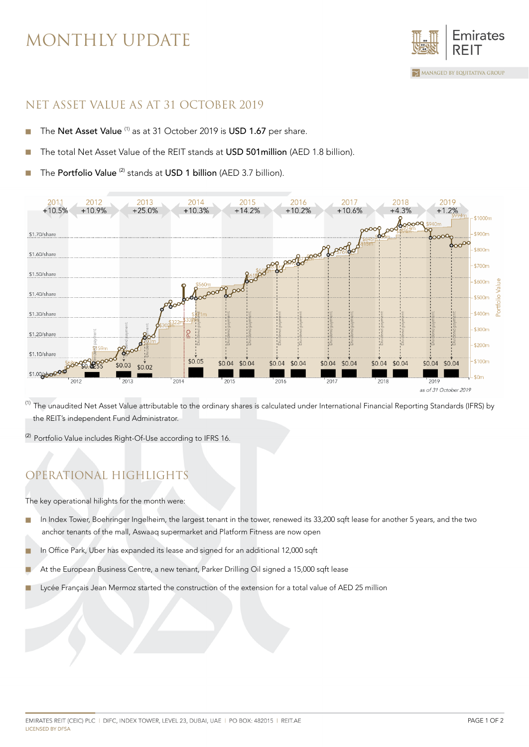# MONTHLY UPDATE

## NET ASSET VALUE AS AT 31 OCTOBER 2019

- The **Net Asset Value** [1] as at 31 October 2019 is **USD 1.67** per share.
- The total Net Asset Value of the REIT stands at **USD 501million** (AED 1.8 billion).
- The **Portfolio Value** [2] stands at **USD 1 billion** (AED 3.7 billion).

[1] The unaudited Net Asset Value attributable to the ordinary shares is calculated under International Financial Reporting Standards (IFRS) by the REIT's independent Fund Administrator.

[2] Portfolio Value includes Right-Of-Use according to IFRS 16.

## OPERATIONAL HIGHLIGHTS

The key operational hilights for the month were:

- In Index Tower, Boehringer Ingelheim, the largest tenant in the tower, renewed its 33,200 sqft lease for another 5 years, and the two anchor tenants of the mall, Aswaaq supermarket and Platform Fitness are now open
- In Office Park, Uber has expanded its lease and signed for an additional 12,000 sqft
- At the European Business Centre, a new tenant, Parker Drilling Oil signed a 15,000 sqft lease
- Lycée Français Jean Mermoz started the construction of the extension for a total value of AED 25 million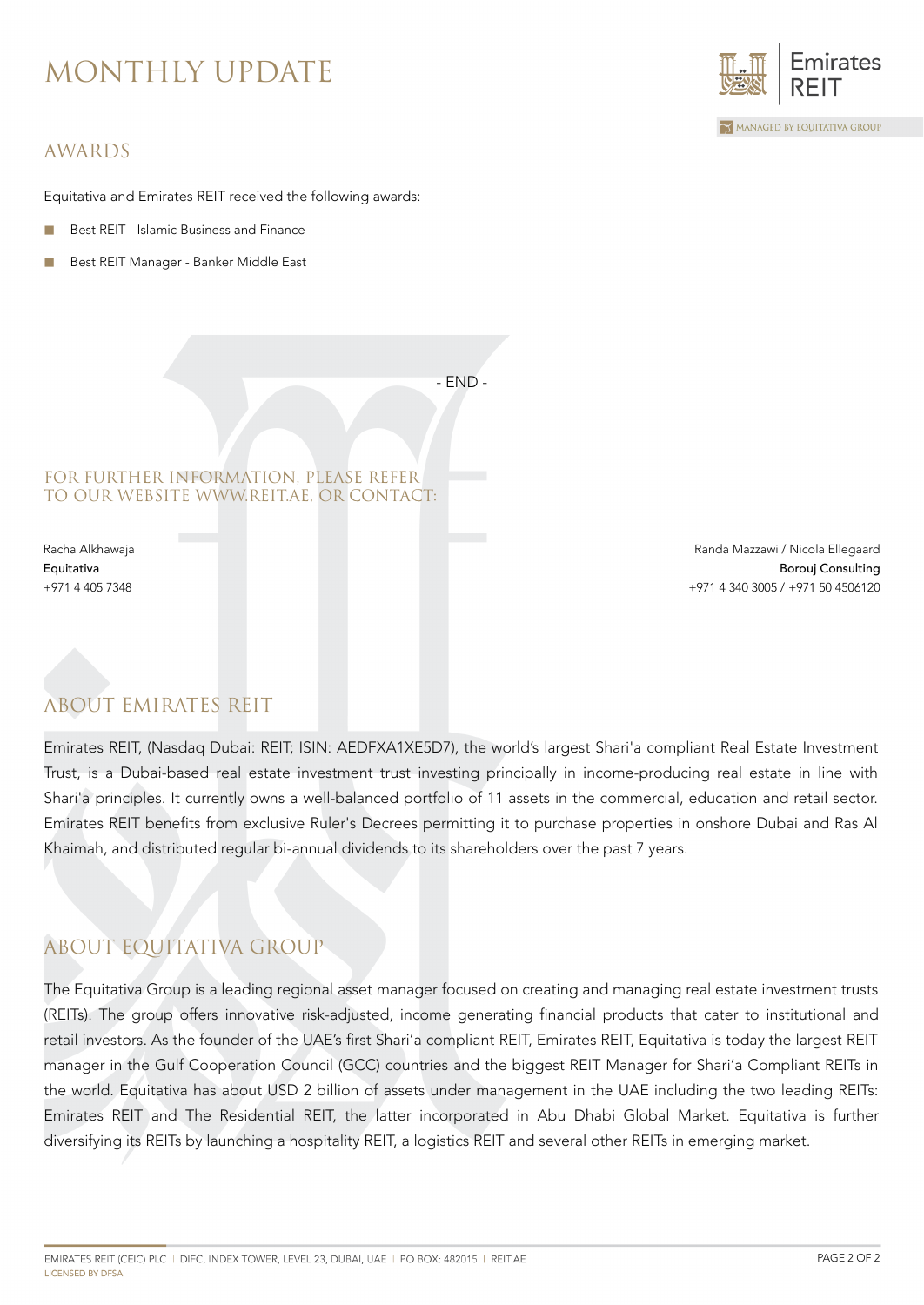## AWARDS

Equitativa and Emirates REIT received the following awards:

- Best REIT - Islamic Business and Finance
- Best REIT Manager - Banker Middle East

- END -

## FOR FURTHER INFORMATION, PLEASE REFER TO OUR WEBSITE WWW.REIT.AE, OR CONTACT:

Racha Alkhawaja
**Equitativa**
+971 4 405 7348

Randa Mazzawi / Nicola Ellegaard
**Borouj Consulting**
+971 4 340 3005 / +971 50 4506120

## ABOUT EMIRATES REIT

Emirates REIT, (Nasdaq Dubai: REIT; ISIN: AEDFXA1XE5D7), the world's largest Shari'a compliant Real Estate Investment Trust, is a Dubai-based real estate investment trust investing principally in income-producing real estate in line with Shari'a principles. It currently owns a well-balanced portfolio of 11 assets in the commercial, education and retail sector. Emirates REIT benefits from exclusive Ruler's Decrees permitting it to purchase properties in onshore Dubai and Ras Al Khaimah, and distributed regular bi-annual dividends to its shareholders over the past 7 years.

## ABOUT EQUITATIVA GROUP

The Equitativa Group is a leading regional asset manager focused on creating and managing real estate investment trusts (REITs). The group offers innovative risk-adjusted, income generating financial products that cater to institutional and retail investors. As the founder of the UAE's first Shari'a compliant REIT, Emirates REIT, Equitativa is today the largest REIT manager in the Gulf Cooperation Council (GCC) countries and the biggest REIT Manager for Shari'a Compliant REITs in the world. Equitativa has about USD 2 billion of assets under management in the UAE including the two leading REITs: Emirates REIT and The Residential REIT, the latter incorporated in Abu Dhabi Global Market. Equitativa is further diversifying its REITs by launching a hospitality REIT, a logistics REIT and several other REITs in emerging market.